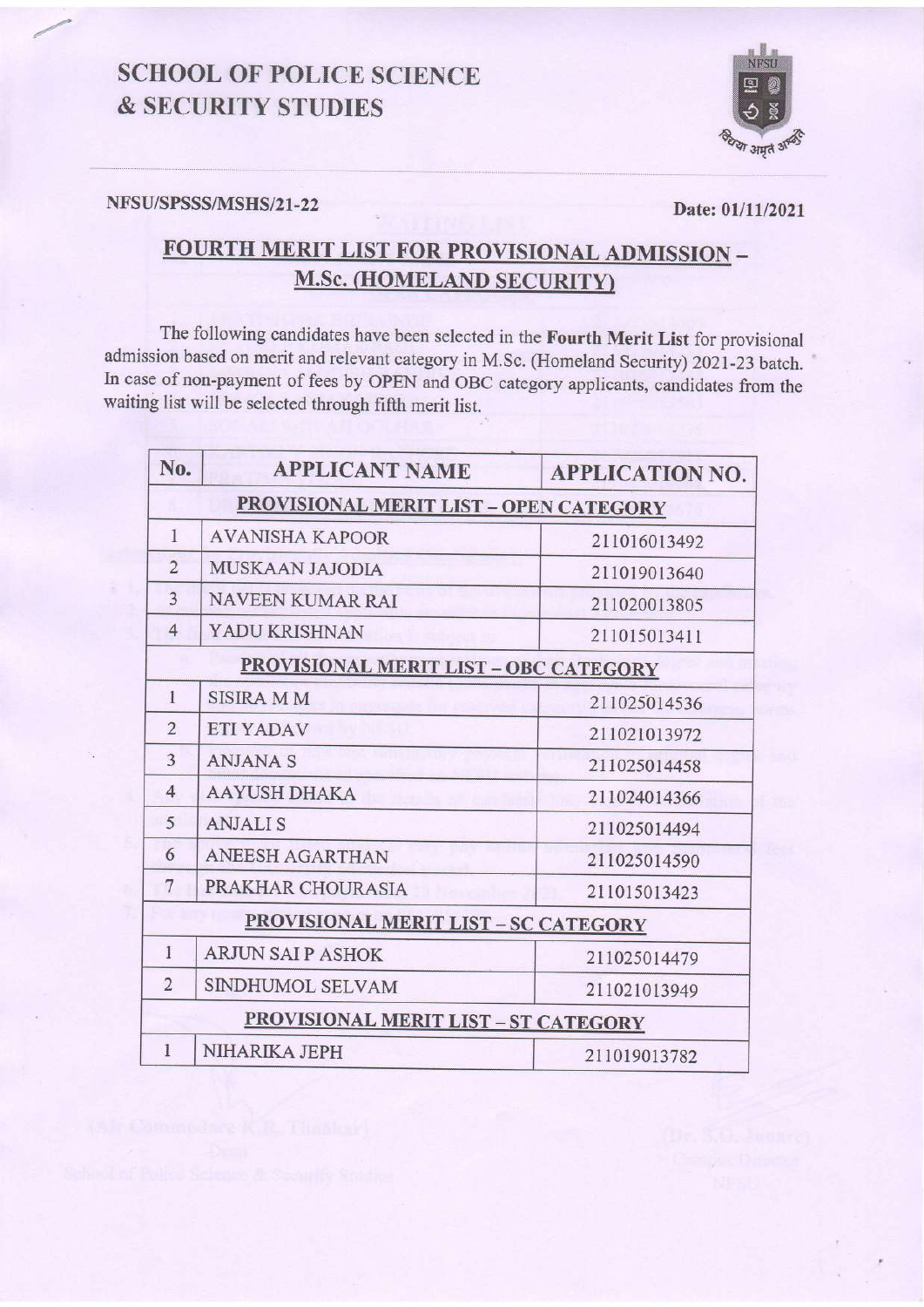# SCHOOL OF POLICE SCIENCE & SECURITY STUDIES

**NFSU/SPSSS/MSHS/21-22** **Date: 01/11/2021**

## FOURTH MERIT LIST FOR PROVISIONAL ADMISSION – M.Sc. (HOMELAND SECURITY)

The following candidates have been selected in the **Fourth Merit List** for provisional admission based on merit and relevant category in M.Sc. (Homeland Security) 2021-23 batch. In case of non-payment of fees by OPEN and OBC category applicants, candidates from the waiting list will be selected through fifth merit list.

| No. | APPLICANT NAME | APPLICATION NO. |
|---|---|---|
| **PROVISIONAL MERIT LIST – OPEN CATEGORY** | | |
| 1 | AVANISHA KAPOOR | 211016013492 |
| 2 | MUSKAAN JAJODIA | 211019013640 |
| 3 | NAVEEN KUMAR RAI | 211020013805 |
| 4 | YADU KRISHNAN | 211015013411 |
| **PROVISIONAL MERIT LIST – OBC CATEGORY** | | |
| 1 | SISIRA M M | 211025014536 |
| 2 | ETI YADAV | 211021013972 |
| 3 | ANJANA S | 211025014458 |
| 4 | AAYUSH DHAKA | 211024014366 |
| 5 | ANJALI S | 211025014494 |
| 6 | ANEESH AGARTHAN | 211025014590 |
| 7 | PRAKHAR CHOURASIA | 211015013423 |
| **PROVISIONAL MERIT LIST – SC CATEGORY** | | |
| 1 | ARJUN SAI P ASHOK | 211025014479 |
| 2 | SINDHUMOL SELVAM | 211021013949 |
| **PROVISIONAL MERIT LIST – ST CATEGORY** | | |
| 1 | NIHARIKA JEPH | 211019013782 |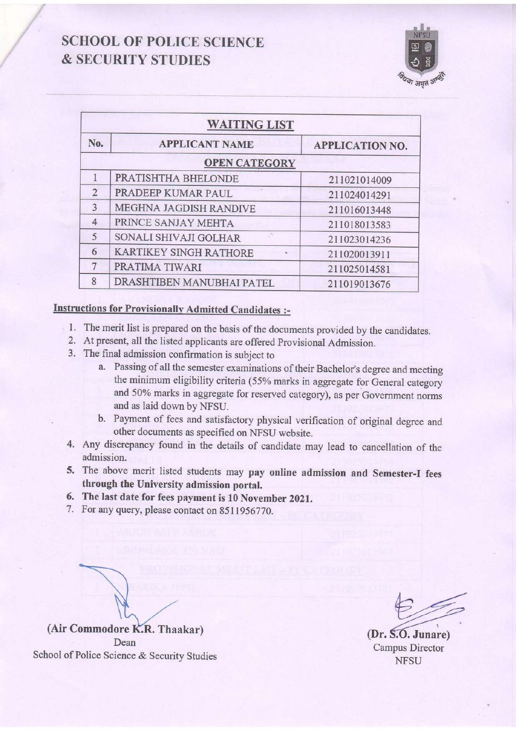# SCHOOL OF POLICE SCIENCE & SECURITY STUDIES

| WAITING LIST | | |
|---|---|---|
| **No.** | **APPLICANT NAME** | **APPLICATION NO.** |
| | **OPEN CATEGORY** | |
| 1 | PRATISHTHA BHELONDE | 211021014009 |
| 2 | PRADEEP KUMAR PAUL | 211024014291 |
| 3 | MEGHNA JAGDISH RANDIVE | 211016013448 |
| 4 | PRINCE SANJAY MEHTA | 211018013583 |
| 5 | SONALI SHIVAJI GOLHAR | 211023014236 |
| 6 | KARTIKEY SINGH RATHORE | 211020013911 |
| 7 | PRATIMA TIWARI | 211025014581 |
| 8 | DRASHTIBEN MANUBHAI PATEL | 211019013676 |

**Instructions for Provisionally Admitted Candidates :-**

1. The merit list is prepared on the basis of the documents provided by the candidates.
2. At present, all the listed applicants are offered Provisional Admission.
3. The final admission confirmation is subject to
   a. Passing of all the semester examinations of their Bachelor's degree and meeting the minimum eligibility criteria (55% marks in aggregate for General category and 50% marks in aggregate for reserved category), as per Government norms and as laid down by NFSU.
   b. Payment of fees and satisfactory physical verification of original degree and other documents as specified on NFSU website.
4. Any discrepancy found in the details of candidate may lead to cancellation of the admission.
5. The above merit listed students may **pay online admission and Semester-I fees through the University admission portal.**
6. **The last date for fees payment is 10 November 2021.**
7. For any query, please contact on 8511956770.

**(Air Commodore K.R. Thaakar)**
Dean
School of Police Science & Security Studies

**(Dr. S.O. Junare)**
Campus Director
NFSU